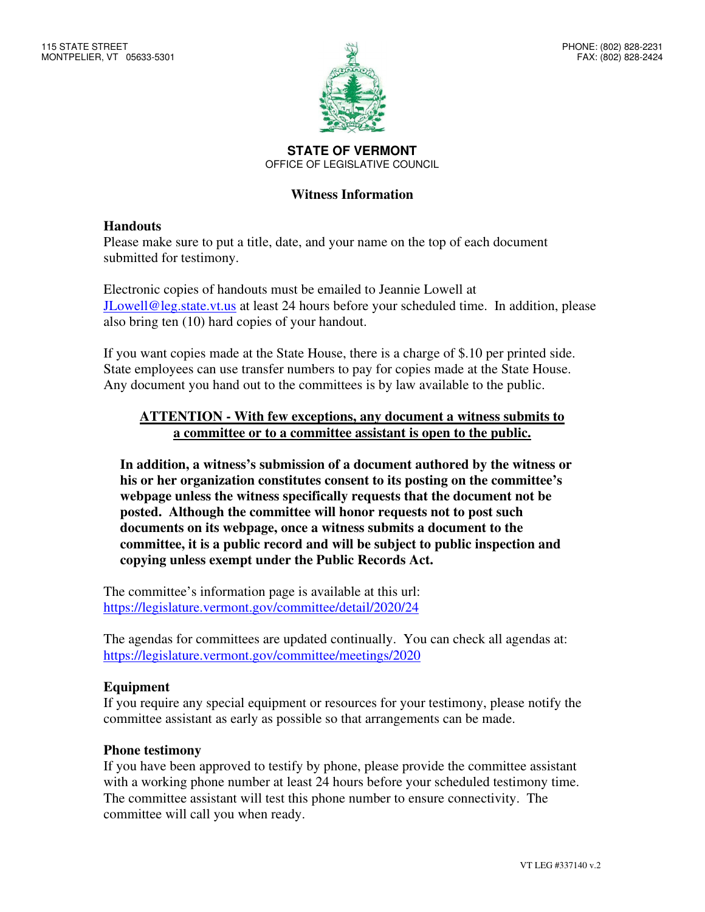115 STATE STREET
MONTPELIER, VT 05633-5301

PHONE: (802) 828-2231
FAX: (802) 828-2424

**STATE OF VERMONT**
OFFICE OF LEGISLATIVE COUNCIL

## Witness Information

### Handouts

Please make sure to put a title, date, and your name on the top of each document submitted for testimony.

Electronic copies of handouts must be emailed to Jeannie Lowell at JLowell@leg.state.vt.us at least 24 hours before your scheduled time. In addition, please also bring ten (10) hard copies of your handout.

If you want copies made at the State House, there is a charge of $.10 per printed side. State employees can use transfer numbers to pay for copies made at the State House. Any document you hand out to the committees is by law available to the public.

**ATTENTION - With few exceptions, any document a witness submits to a committee or to a committee assistant is open to the public.**

**In addition, a witness's submission of a document authored by the witness or his or her organization constitutes consent to its posting on the committee's webpage unless the witness specifically requests that the document not be posted. Although the committee will honor requests not to post such documents on its webpage, once a witness submits a document to the committee, it is a public record and will be subject to public inspection and copying unless exempt under the Public Records Act.**

The committee's information page is available at this url:
https://legislature.vermont.gov/committee/detail/2020/24

The agendas for committees are updated continually. You can check all agendas at:
https://legislature.vermont.gov/committee/meetings/2020

### Equipment

If you require any special equipment or resources for your testimony, please notify the committee assistant as early as possible so that arrangements can be made.

### Phone testimony

If you have been approved to testify by phone, please provide the committee assistant with a working phone number at least 24 hours before your scheduled testimony time. The committee assistant will test this phone number to ensure connectivity. The committee will call you when ready.

VT LEG #337140 v.2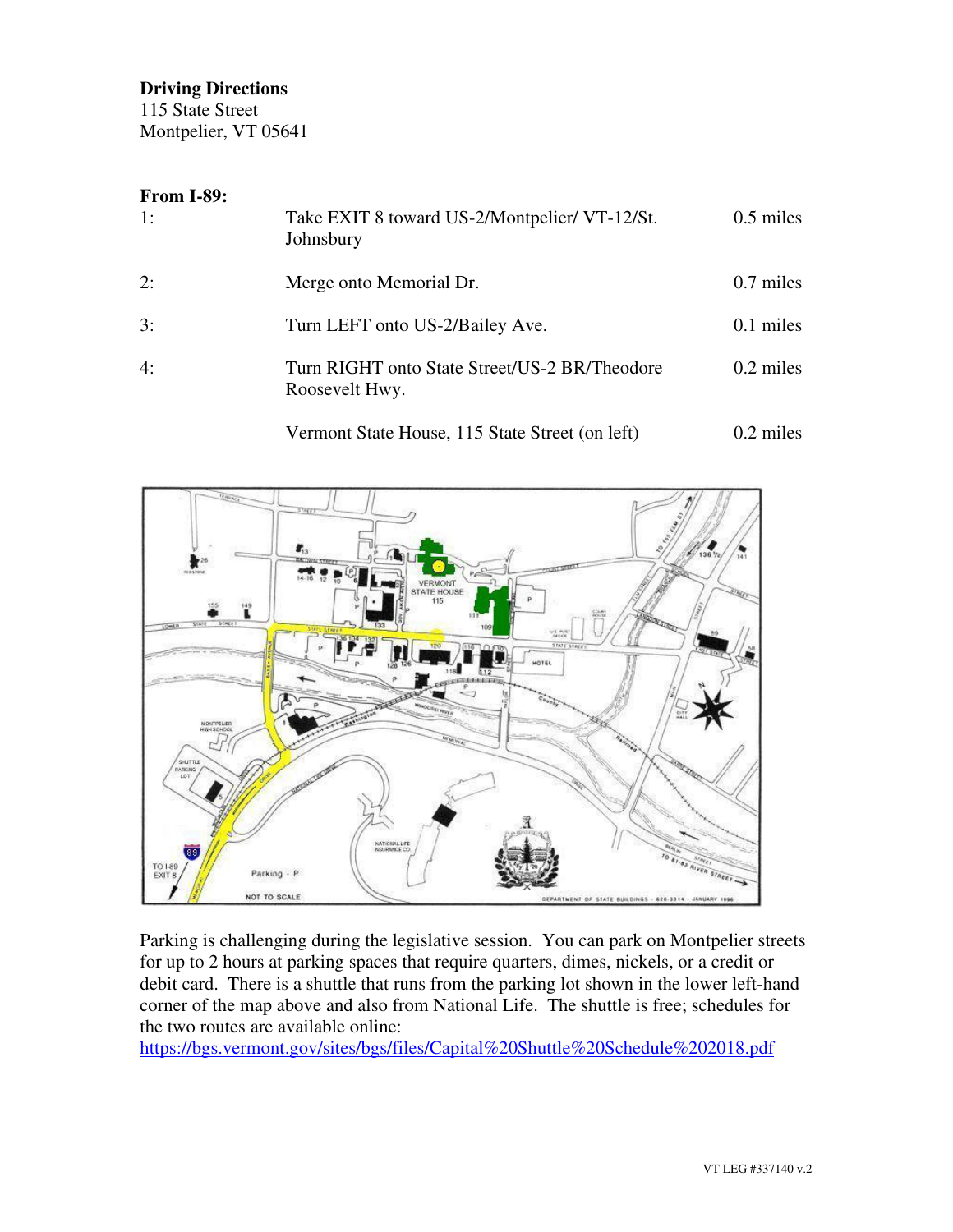**Driving Directions**
115 State Street
Montpelier, VT 05641

**From I-89:**

| | | |
|---|---|---|
| 1: | Take EXIT 8 toward US-2/Montpelier/ VT-12/St. Johnsbury | 0.5 miles |
| 2: | Merge onto Memorial Dr. | 0.7 miles |
| 3: | Turn LEFT onto US-2/Bailey Ave. | 0.1 miles |
| 4: | Turn RIGHT onto State Street/US-2 BR/Theodore Roosevelt Hwy. | 0.2 miles |
| | Vermont State House, 115 State Street (on left) | 0.2 miles |

Parking is challenging during the legislative session. You can park on Montpelier streets for up to 2 hours at parking spaces that require quarters, dimes, nickels, or a credit or debit card. There is a shuttle that runs from the parking lot shown in the lower left-hand corner of the map above and also from National Life. The shuttle is free; schedules for the two routes are available online:
https://bgs.vermont.gov/sites/bgs/files/Capital%20Shuttle%20Schedule%202018.pdf

VT LEG #337140 v.2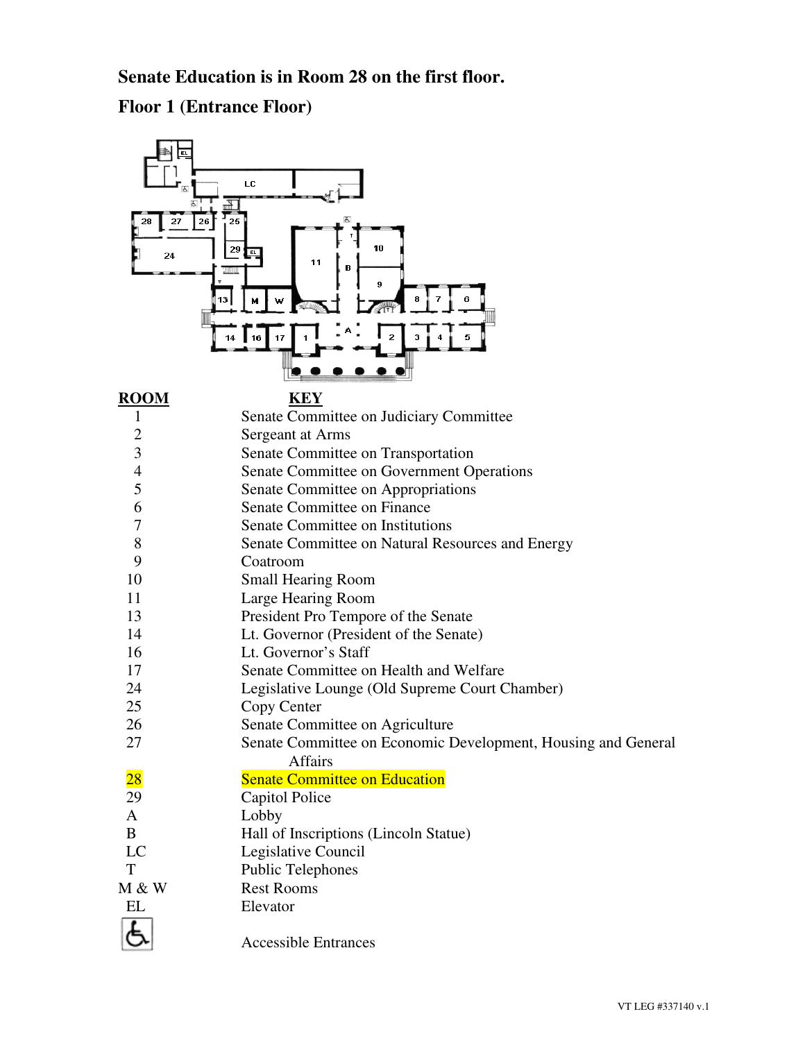**Senate Education is in Room 28 on the first floor.**

**Floor 1 (Entrance Floor)**

| ROOM | KEY |
|---|---|
| 1 | Senate Committee on Judiciary Committee |
| 2 | Sergeant at Arms |
| 3 | Senate Committee on Transportation |
| 4 | Senate Committee on Government Operations |
| 5 | Senate Committee on Appropriations |
| 6 | Senate Committee on Finance |
| 7 | Senate Committee on Institutions |
| 8 | Senate Committee on Natural Resources and Energy |
| 9 | Coatroom |
| 10 | Small Hearing Room |
| 11 | Large Hearing Room |
| 13 | President Pro Tempore of the Senate |
| 14 | Lt. Governor (President of the Senate) |
| 16 | Lt. Governor's Staff |
| 17 | Senate Committee on Health and Welfare |
| 24 | Legislative Lounge (Old Supreme Court Chamber) |
| 25 | Copy Center |
| 26 | Senate Committee on Agriculture |
| 27 | Senate Committee on Economic Development, Housing and General Affairs |
| 28 | Senate Committee on Education |
| 29 | Capitol Police |
| A | Lobby |
| B | Hall of Inscriptions (Lincoln Statue) |
| LC | Legislative Council |
| T | Public Telephones |
| M & W | Rest Rooms |
| EL | Elevator |
| ♿ | Accessible Entrances |

VT LEG #337140 v.1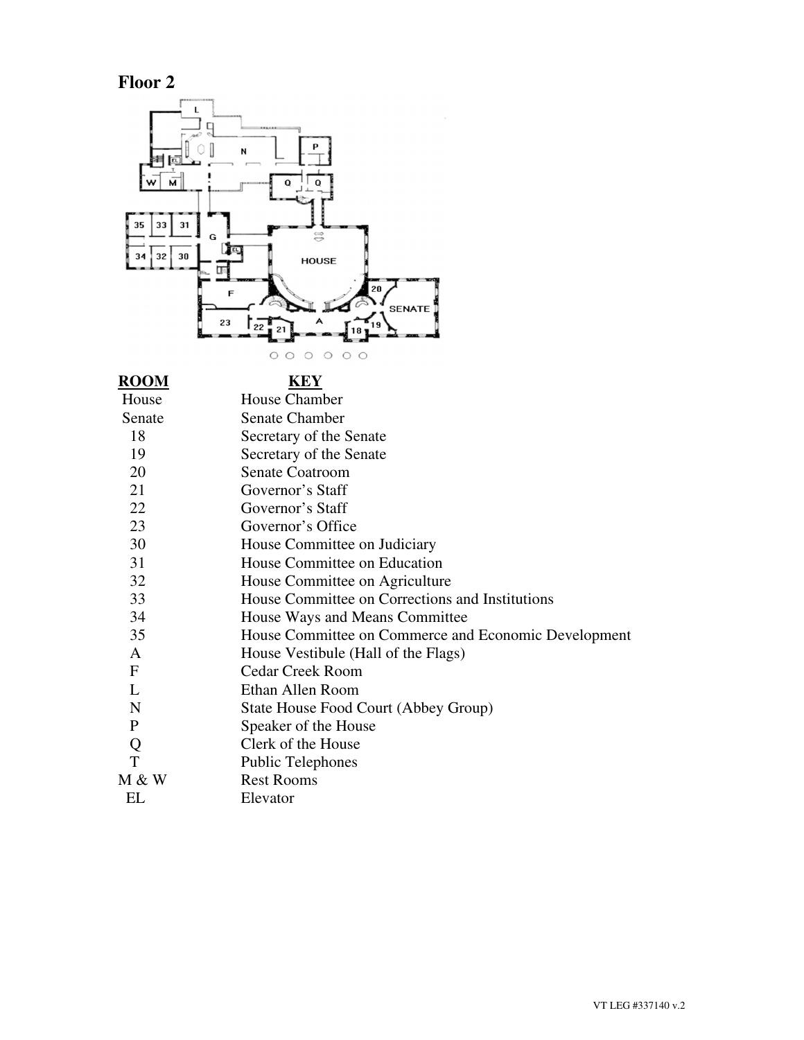# Floor 2

| ROOM | KEY |
|---|---|
| House | House Chamber |
| Senate | Senate Chamber |
| 18 | Secretary of the Senate |
| 19 | Secretary of the Senate |
| 20 | Senate Coatroom |
| 21 | Governor's Staff |
| 22 | Governor's Staff |
| 23 | Governor's Office |
| 30 | House Committee on Judiciary |
| 31 | House Committee on Education |
| 32 | House Committee on Agriculture |
| 33 | House Committee on Corrections and Institutions |
| 34 | House Ways and Means Committee |
| 35 | House Committee on Commerce and Economic Development |
| A | House Vestibule (Hall of the Flags) |
| F | Cedar Creek Room |
| L | Ethan Allen Room |
| N | State House Food Court (Abbey Group) |
| P | Speaker of the House |
| Q | Clerk of the House |
| T | Public Telephones |
| M & W | Rest Rooms |
| EL | Elevator |

VT LEG #337140 v.2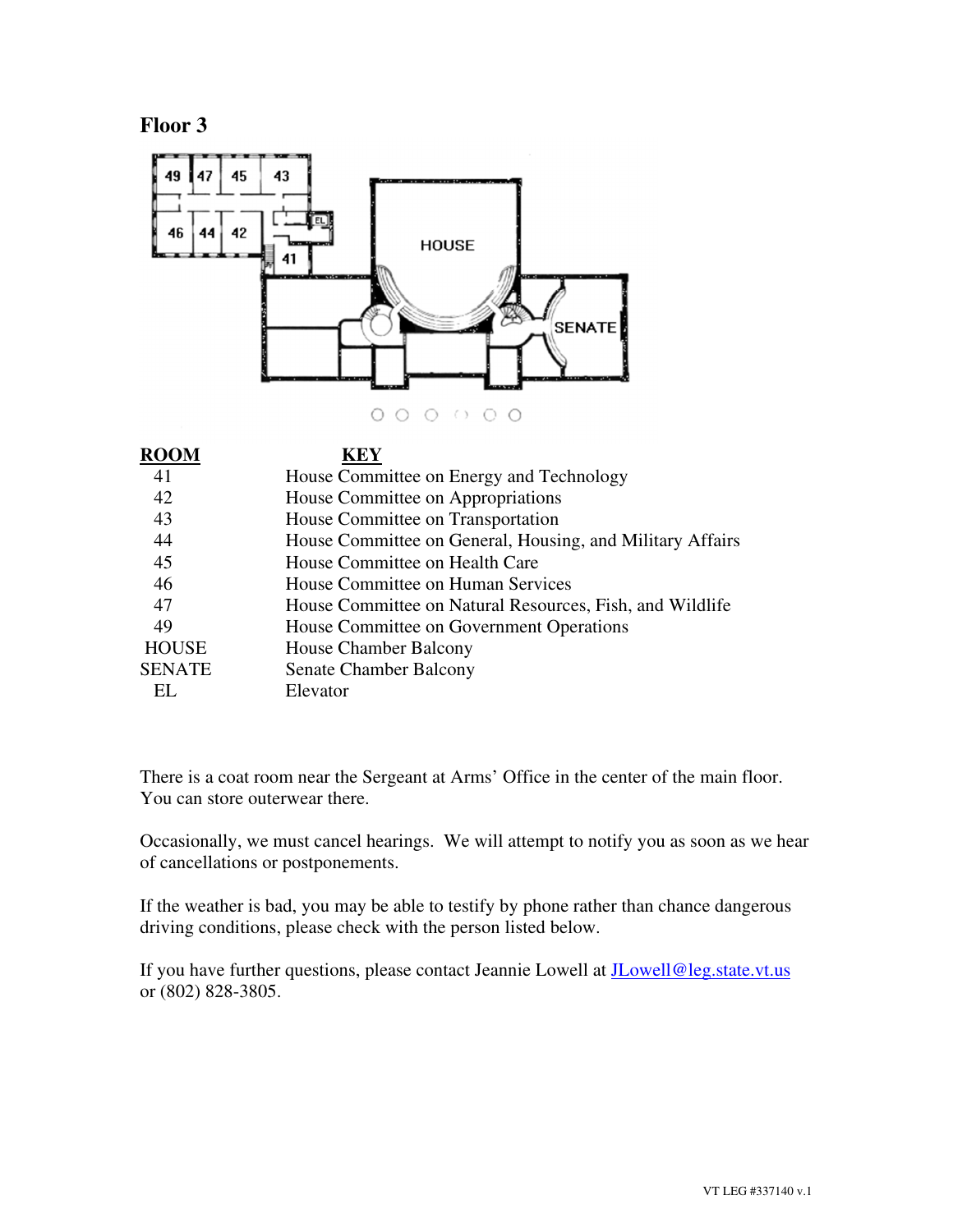## Floor 3

49
47
45
43
46
44
42
41
EL
HOUSE
SENATE

| ROOM | KEY |
|---|---|
| 41 | House Committee on Energy and Technology |
| 42 | House Committee on Appropriations |
| 43 | House Committee on Transportation |
| 44 | House Committee on General, Housing, and Military Affairs |
| 45 | House Committee on Health Care |
| 46 | House Committee on Human Services |
| 47 | House Committee on Natural Resources, Fish, and Wildlife |
| 49 | House Committee on Government Operations |
| HOUSE | House Chamber Balcony |
| SENATE | Senate Chamber Balcony |
| EL | Elevator |

There is a coat room near the Sergeant at Arms' Office in the center of the main floor. You can store outerwear there.

Occasionally, we must cancel hearings. We will attempt to notify you as soon as we hear of cancellations or postponements.

If the weather is bad, you may be able to testify by phone rather than chance dangerous driving conditions, please check with the person listed below.

If you have further questions, please contact Jeannie Lowell at JLowell@leg.state.vt.us or (802) 828-3805.

VT LEG #337140 v.1